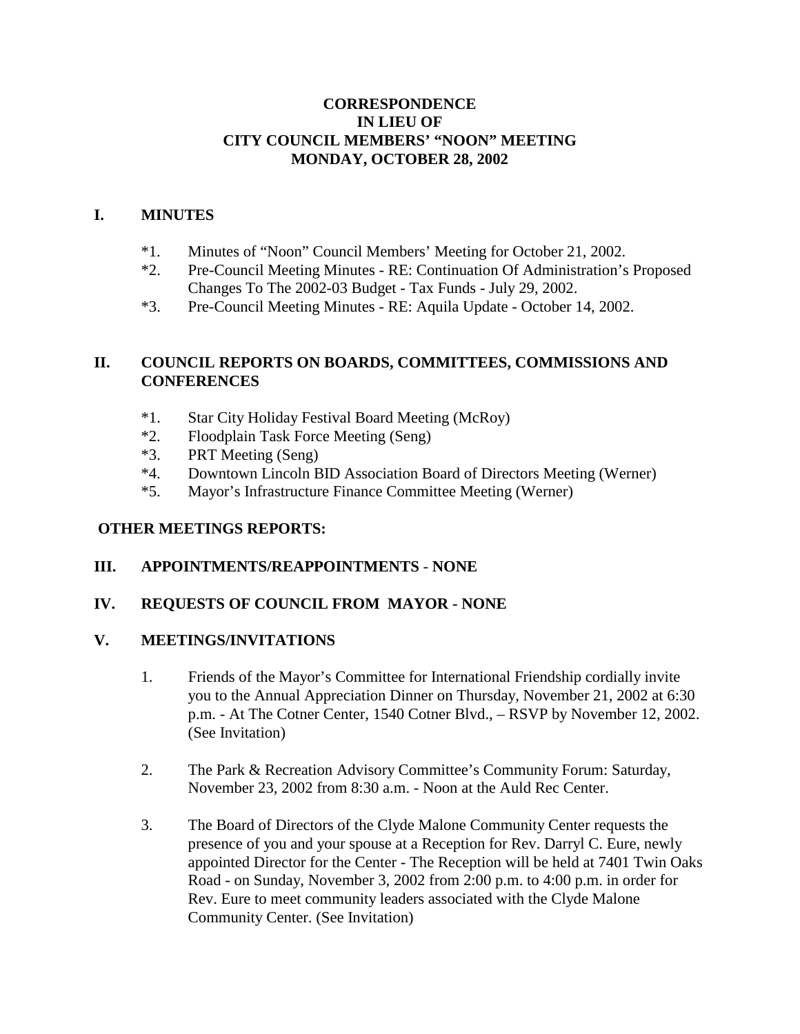# CORRESPONDENCE
# IN LIEU OF
# CITY COUNCIL MEMBERS' "NOON" MEETING
# MONDAY, OCTOBER 28, 2002

## I. MINUTES

*1. Minutes of "Noon" Council Members' Meeting for October 21, 2002.

*2. Pre-Council Meeting Minutes - RE: Continuation Of Administration's Proposed Changes To The 2002-03 Budget - Tax Funds - July 29, 2002.

*3. Pre-Council Meeting Minutes - RE: Aquila Update - October 14, 2002.

## II. COUNCIL REPORTS ON BOARDS, COMMITTEES, COMMISSIONS AND CONFERENCES

*1. Star City Holiday Festival Board Meeting (McRoy)

*2. Floodplain Task Force Meeting (Seng)

*3. PRT Meeting (Seng)

*4. Downtown Lincoln BID Association Board of Directors Meeting (Werner)

*5. Mayor's Infrastructure Finance Committee Meeting (Werner)

**OTHER MEETINGS REPORTS:**

## III. APPOINTMENTS/REAPPOINTMENTS - NONE

## IV. REQUESTS OF COUNCIL FROM MAYOR - NONE

## V. MEETINGS/INVITATIONS

1. Friends of the Mayor's Committee for International Friendship cordially invite you to the Annual Appreciation Dinner on Thursday, November 21, 2002 at 6:30 p.m. - At The Cotner Center, 1540 Cotner Blvd., – RSVP by November 12, 2002. (See Invitation)

2. The Park & Recreation Advisory Committee's Community Forum: Saturday, November 23, 2002 from 8:30 a.m. - Noon at the Auld Rec Center.

3. The Board of Directors of the Clyde Malone Community Center requests the presence of you and your spouse at a Reception for Rev. Darryl C. Eure, newly appointed Director for the Center - The Reception will be held at 7401 Twin Oaks Road - on Sunday, November 3, 2002 from 2:00 p.m. to 4:00 p.m. in order for Rev. Eure to meet community leaders associated with the Clyde Malone Community Center. (See Invitation)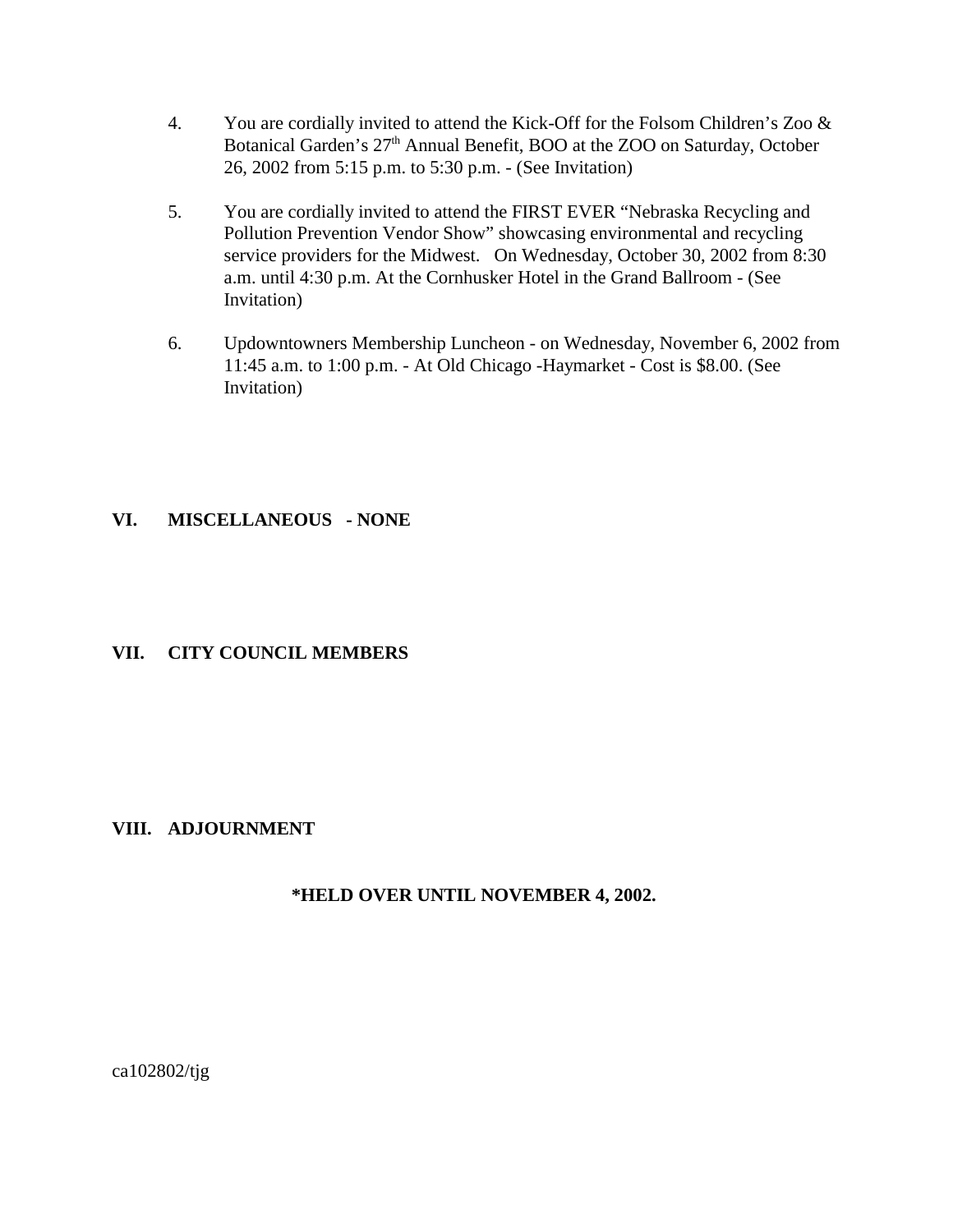4. You are cordially invited to attend the Kick-Off for the Folsom Children's Zoo & Botanical Garden's 27th Annual Benefit, BOO at the ZOO on Saturday, October 26, 2002 from 5:15 p.m. to 5:30 p.m. - (See Invitation)

5. You are cordially invited to attend the FIRST EVER "Nebraska Recycling and Pollution Prevention Vendor Show" showcasing environmental and recycling service providers for the Midwest. On Wednesday, October 30, 2002 from 8:30 a.m. until 4:30 p.m. At the Cornhusker Hotel in the Grand Ballroom - (See Invitation)

6. Updowntowners Membership Luncheon - on Wednesday, November 6, 2002 from 11:45 a.m. to 1:00 p.m. - At Old Chicago -Haymarket - Cost is $8.00. (See Invitation)

## VI. MISCELLANEOUS - NONE

## VII. CITY COUNCIL MEMBERS

## VIII. ADJOURNMENT

**\*HELD OVER UNTIL NOVEMBER 4, 2002.**

ca102802/tjg